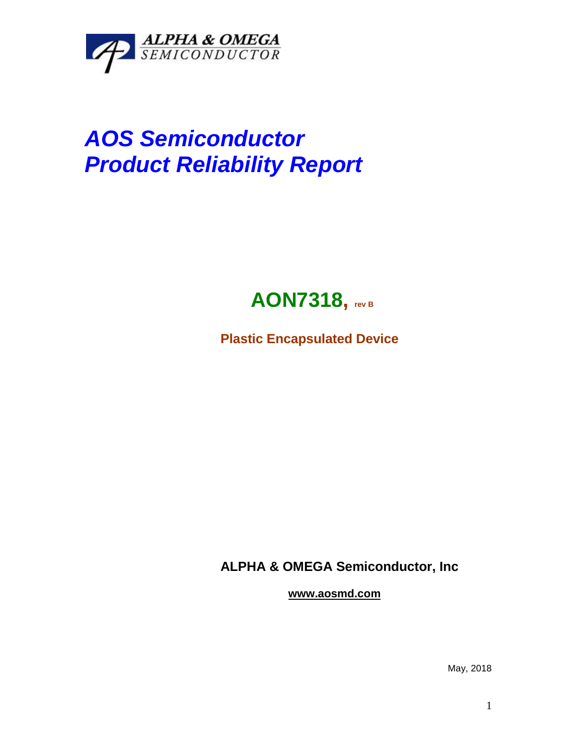ALPHA & OMEGA
SEMICONDUCTOR

# *AOS Semiconductor*
# *Product Reliability Report*

## **AON7318,** rev B

**Plastic Encapsulated Device**

**ALPHA & OMEGA Semiconductor, Inc**

**www.aosmd.com**

May, 2018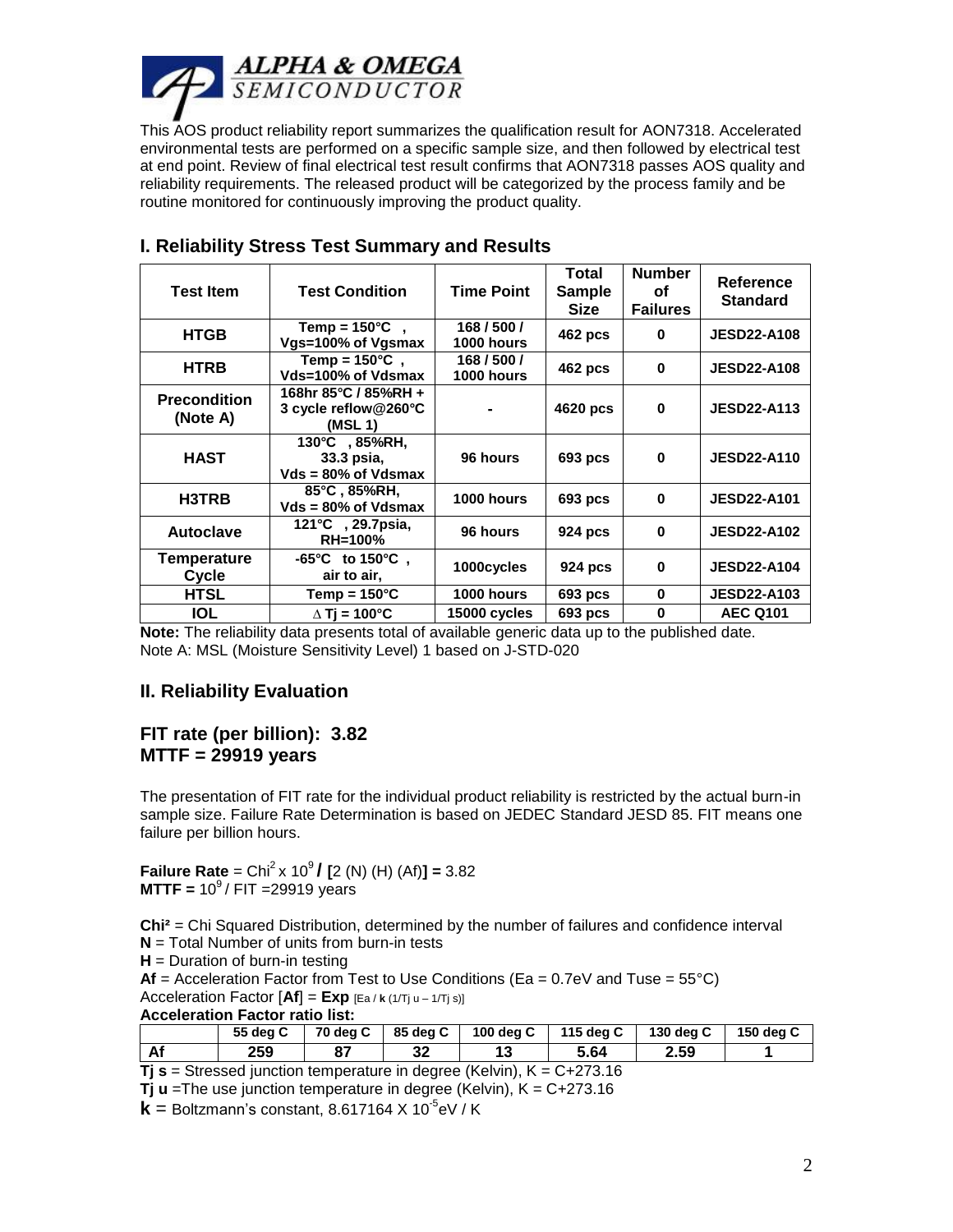ALPHA & OMEGA SEMICONDUCTOR

This AOS product reliability report summarizes the qualification result for AON7318. Accelerated environmental tests are performed on a specific sample size, and then followed by electrical test at end point. Review of final electrical test result confirms that AON7318 passes AOS quality and reliability requirements. The released product will be categorized by the process family and be routine monitored for continuously improving the product quality.

## I. Reliability Stress Test Summary and Results

| Test Item | Test Condition | Time Point | Total Sample Size | Number of Failures | Reference Standard |
|---|---|---|---|---|---|
| HTGB | Temp = 150°C , Vgs=100% of Vgsmax | 168 / 500 / 1000 hours | 462 pcs | 0 | JESD22-A108 |
| HTRB | Temp = 150°C , Vds=100% of Vdsmax | 168 / 500 / 1000 hours | 462 pcs | 0 | JESD22-A108 |
| Precondition (Note A) | 168hr 85°C / 85%RH + 3 cycle reflow@260°C (MSL 1) | - | 4620 pcs | 0 | JESD22-A113 |
| HAST | 130°C , 85%RH, 33.3 psia, Vds = 80% of Vdsmax | 96 hours | 693 pcs | 0 | JESD22-A110 |
| H3TRB | 85°C , 85%RH, Vds = 80% of Vdsmax | 1000 hours | 693 pcs | 0 | JESD22-A101 |
| Autoclave | 121°C , 29.7psia, RH=100% | 96 hours | 924 pcs | 0 | JESD22-A102 |
| Temperature Cycle | -65°C to 150°C , air to air, | 1000cycles | 924 pcs | 0 | JESD22-A104 |
| HTSL | Temp = 150°C | 1000 hours | 693 pcs | 0 | JESD22-A103 |
| IOL | $\Delta$ Tj = 100°C | 15000 cycles | 693 pcs | 0 | AEC Q101 |

**Note:** The reliability data presents total of available generic data up to the published date.
Note A: MSL (Moisture Sensitivity Level) 1 based on J-STD-020

## II. Reliability Evaluation

### FIT rate (per billion): 3.82
### MTTF = 29919 years

The presentation of FIT rate for the individual product reliability is restricted by the actual burn-in sample size. Failure Rate Determination is based on JEDEC Standard JESD 85. FIT means one failure per billion hours.

**Failure Rate** = $Chi^2 \times 10^9$ **/ [**2 (N) (H) (Af)**] =** 3.82
**MTTF =** $10^9$ / FIT =29919 years

**Chi²** = Chi Squared Distribution, determined by the number of failures and confidence interval
**N** = Total Number of units from burn-in tests
**H** = Duration of burn-in testing
**Af** = Acceleration Factor from Test to Use Conditions (Ea = 0.7eV and Tuse = 55°C)
Acceleration Factor [**Af**] = **Exp** [Ea / **k** (1/Tj u – 1/Tj s)]

**Acceleration Factor ratio list:**

| | 55 deg C | 70 deg C | 85 deg C | 100 deg C | 115 deg C | 130 deg C | 150 deg C |
|---|---|---|---|---|---|---|---|
| Af | 259 | 87 | 32 | 13 | 5.64 | 2.59 | 1 |

**Tj s** = Stressed junction temperature in degree (Kelvin), K = C+273.16
**Tj u** =The use junction temperature in degree (Kelvin), K = C+273.16
**k** = Boltzmann's constant, $8.617164 \times 10^{-5}$eV / K